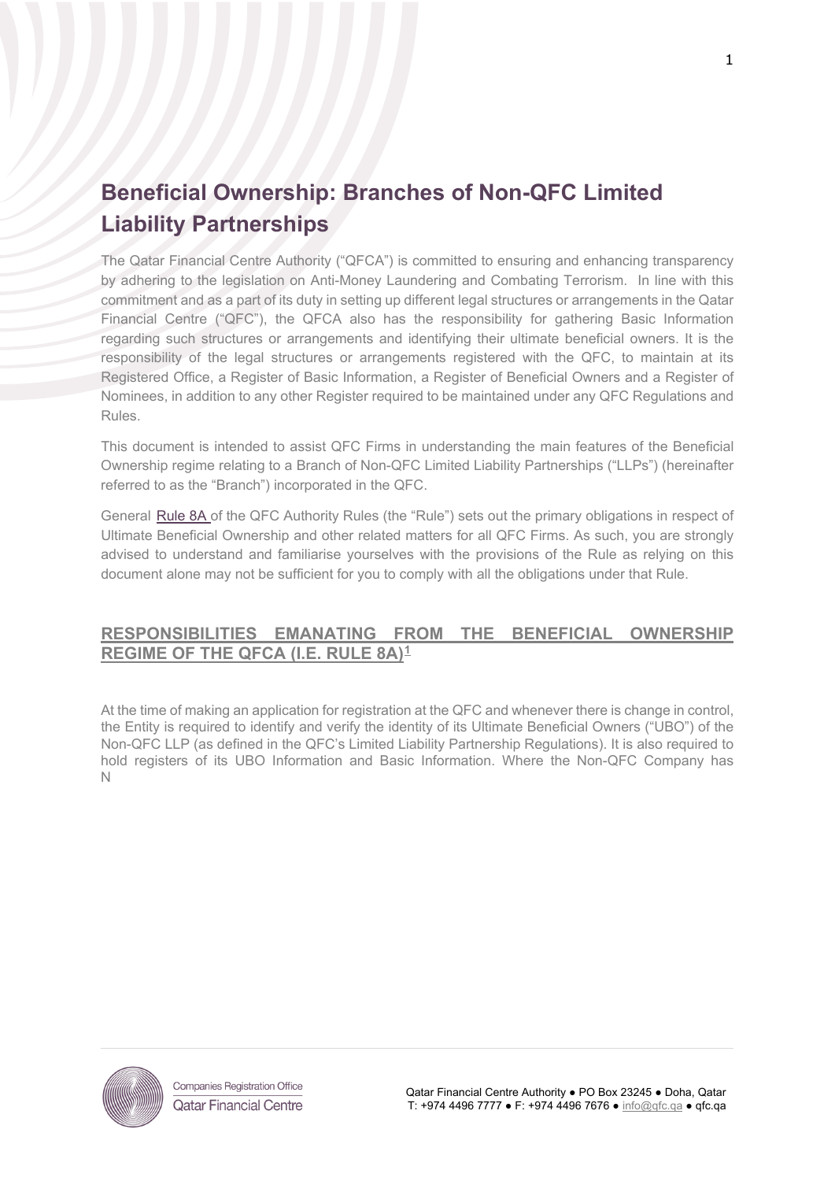# Beneficial Ownership: Branches of Non-QFC Limited Liability Partnerships

The Qatar Financial Centre Authority ("QFCA") is committed to ensuring and enhancing transparency by adhering to the legislation on Anti-Money Laundering and Combating Terrorism. In line with this commitment and as a part of its duty in setting up different legal structures or arrangements in the Qatar Financial Centre ("QFC"), the QFCA also has the responsibility for gathering Basic Information regarding such structures or arrangements and identifying their ultimate beneficial owners. It is the responsibility of the legal structures or arrangements registered with the QFC, to maintain at its Registered Office, a Register of Basic Information, a Register of Beneficial Owners and a Register of Nominees, in addition to any other Register required to be maintained under any QFC Regulations and Rules.

This document is intended to assist QFC Firms in understanding the main features of the Beneficial Ownership regime relating to a Branch of Non-QFC Limited Liability Partnerships ("LLPs") (hereinafter referred to as the "Branch") incorporated in the QFC.

General Rule 8A of the QFC Authority Rules (the "Rule") sets out the primary obligations in respect of Ultimate Beneficial Ownership and other related matters for all QFC Firms. As such, you are strongly advised to understand and familiarise yourselves with the provisions of the Rule as relying on this document alone may not be sufficient for you to comply with all the obligations under that Rule.

## RESPONSIBILITIES EMANATING FROM THE BENEFICIAL OWNERSHIP REGIME OF THE QFCA (I.E. RULE 8A)[1]

At the time of making an application for registration at the QFC and whenever there is change in control, the Entity is required to identify and verify the identity of its Ultimate Beneficial Owners ("UBO") of the Non-QFC LLP (as defined in the QFC's Limited Liability Partnership Regulations). It is also required to hold registers of its UBO Information and Basic Information. Where the Non-QFC Company has N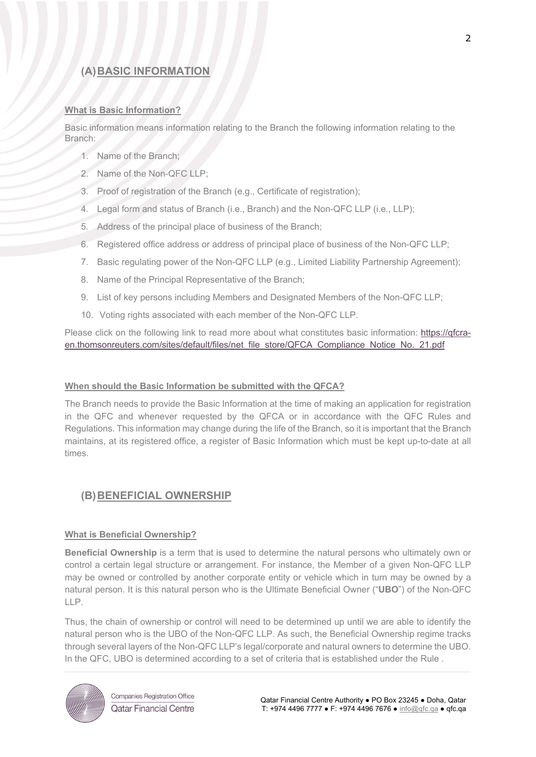## (A) BASIC INFORMATION

**What is Basic Information?**

Basic information means information relating to the Branch the following information relating to the Branch:

1. Name of the Branch;
2. Name of the Non-QFC LLP;
3. Proof of registration of the Branch (e.g., Certificate of registration);
4. Legal form and status of Branch (i.e., Branch) and the Non-QFC LLP (i.e., LLP);
5. Address of the principal place of business of the Branch;
6. Registered office address or address of principal place of business of the Non-QFC LLP;
7. Basic regulating power of the Non-QFC LLP (e.g., Limited Liability Partnership Agreement);
8. Name of the Principal Representative of the Branch;
9. List of key persons including Members and Designated Members of the Non-QFC LLP;
10. Voting rights associated with each member of the Non-QFC LLP.

Please click on the following link to read more about what constitutes basic information: [https://qfcra-en.thomsonreuters.com/sites/default/files/net_file_store/QFCA_Compliance_Notice_No._21.pdf](https://qfcra-en.thomsonreuters.com/sites/default/files/net_file_store/QFCA_Compliance_Notice_No._21.pdf)

**When should the Basic Information be submitted with the QFCA?**

The Branch needs to provide the Basic Information at the time of making an application for registration in the QFC and whenever requested by the QFCA or in accordance with the QFC Rules and Regulations. This information may change during the life of the Branch, so it is important that the Branch maintains, at its registered office, a register of Basic Information which must be kept up-to-date at all times.

## (B) BENEFICIAL OWNERSHIP

**What is Beneficial Ownership?**

**Beneficial Ownership** is a term that is used to determine the natural persons who ultimately own or control a certain legal structure or arrangement. For instance, the Member of a given Non-QFC LLP may be owned or controlled by another corporate entity or vehicle which in turn may be owned by a natural person. It is this natural person who is the Ultimate Beneficial Owner ("**UBO**") of the Non-QFC LLP.

Thus, the chain of ownership or control will need to be determined up until we are able to identify the natural person who is the UBO of the Non-QFC LLP. As such, the Beneficial Ownership regime tracks through several layers of the Non-QFC LLP's legal/corporate and natural owners to determine the UBO. In the QFC, UBO is determined according to a set of criteria that is established under the Rule .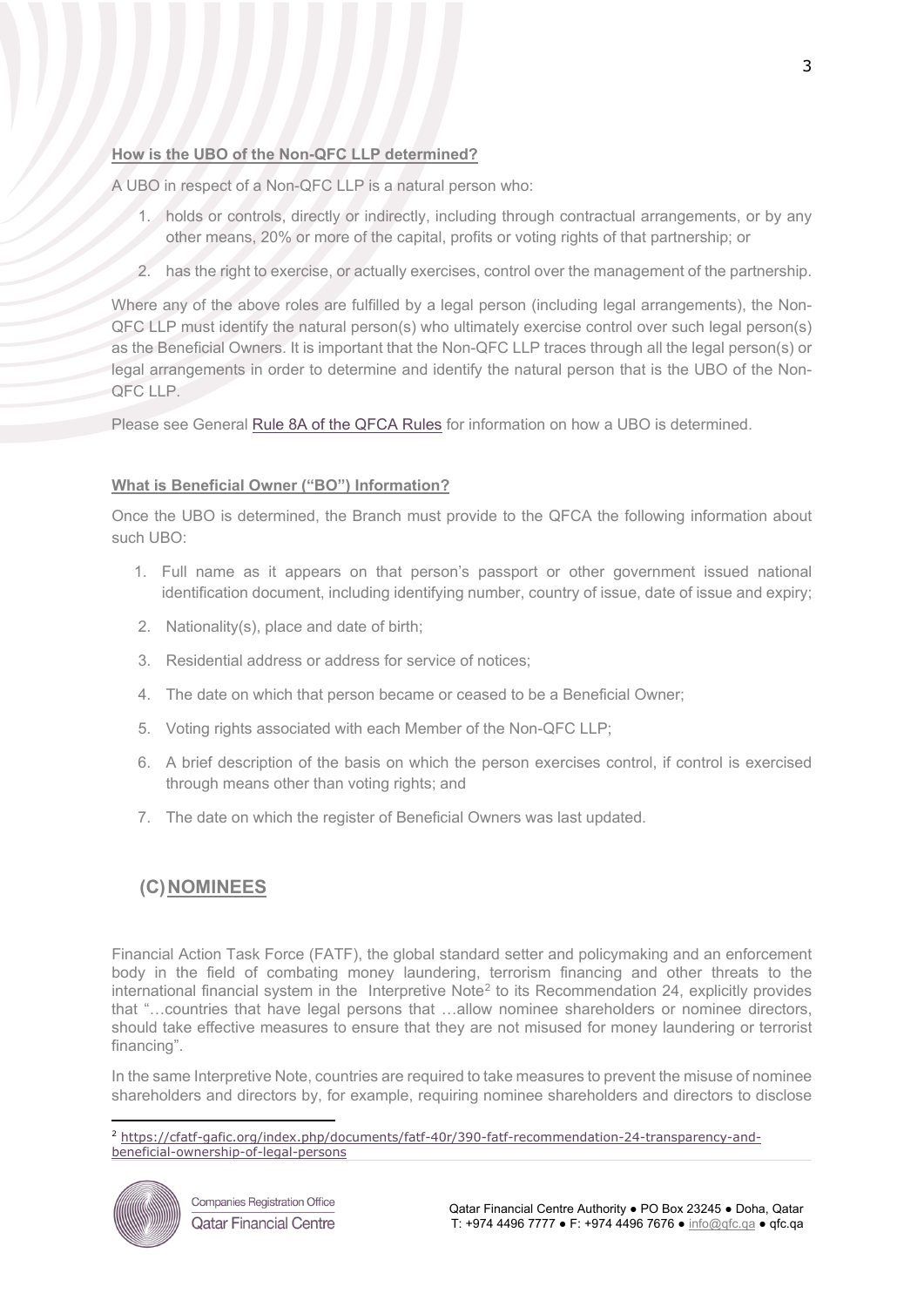**How is the UBO of the Non-QFC LLP determined?**

A UBO in respect of a Non-QFC LLP is a natural person who:

1. holds or controls, directly or indirectly, including through contractual arrangements, or by any other means, 20% or more of the capital, profits or voting rights of that partnership; or
2. has the right to exercise, or actually exercises, control over the management of the partnership.

Where any of the above roles are fulfilled by a legal person (including legal arrangements), the Non-QFC LLP must identify the natural person(s) who ultimately exercise control over such legal person(s) as the Beneficial Owners. It is important that the Non-QFC LLP traces through all the legal person(s) or legal arrangements in order to determine and identify the natural person that is the UBO of the Non-QFC LLP.

Please see General Rule 8A of the QFCA Rules for information on how a UBO is determined.

**What is Beneficial Owner ("BO") Information?**

Once the UBO is determined, the Branch must provide to the QFCA the following information about such UBO:

1. Full name as it appears on that person's passport or other government issued national identification document, including identifying number, country of issue, date of issue and expiry;
2. Nationality(s), place and date of birth;
3. Residential address or address for service of notices;
4. The date on which that person became or ceased to be a Beneficial Owner;
5. Voting rights associated with each Member of the Non-QFC LLP;
6. A brief description of the basis on which the person exercises control, if control is exercised through means other than voting rights; and
7. The date on which the register of Beneficial Owners was last updated.

## (C) NOMINEES

Financial Action Task Force (FATF), the global standard setter and policymaking and an enforcement body in the field of combating money laundering, terrorism financing and other threats to the international financial system in the Interpretive Note[2] to its Recommendation 24, explicitly provides that "…countries that have legal persons that …allow nominee shareholders or nominee directors, should take effective measures to ensure that they are not misused for money laundering or terrorist financing".

In the same Interpretive Note, countries are required to take measures to prevent the misuse of nominee shareholders and directors by, for example, requiring nominee shareholders and directors to disclose

[2] https://cfatf-gafic.org/index.php/documents/fatf-40r/390-fatf-recommendation-24-transparency-and-beneficial-ownership-of-legal-persons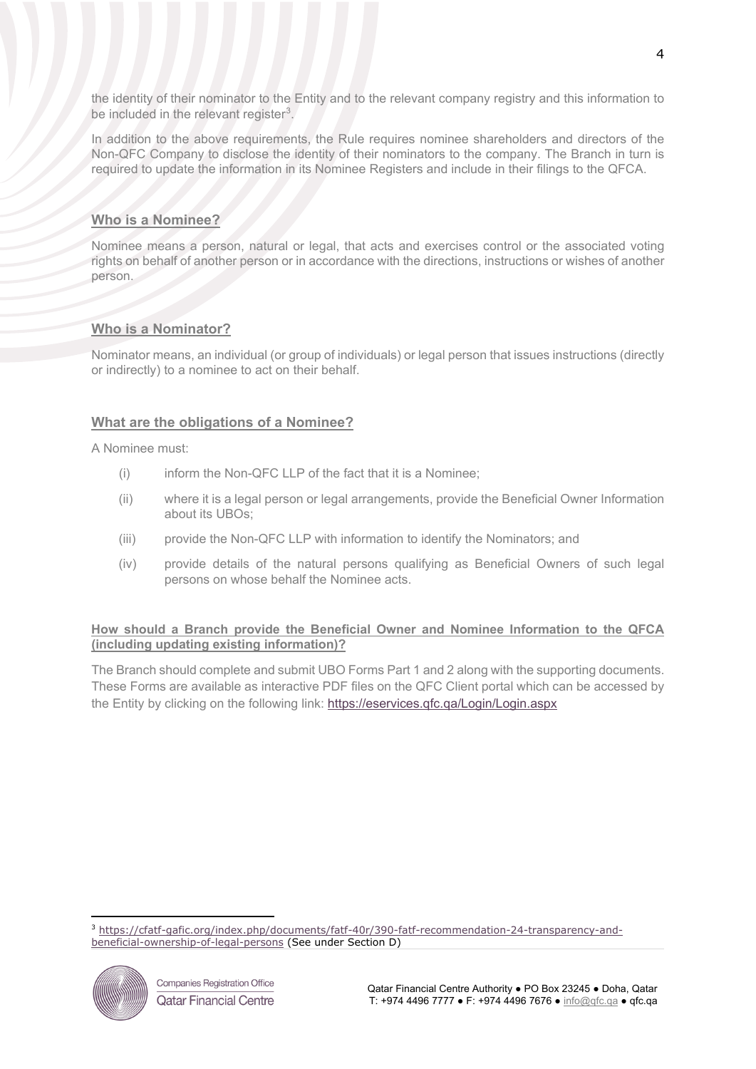the identity of their nominator to the Entity and to the relevant company registry and this information to be included in the relevant register[3].

In addition to the above requirements, the Rule requires nominee shareholders and directors of the Non-QFC Company to disclose the identity of their nominators to the company. The Branch in turn is required to update the information in its Nominee Registers and include in their filings to the QFCA.

## Who is a Nominee?

Nominee means a person, natural or legal, that acts and exercises control or the associated voting rights on behalf of another person or in accordance with the directions, instructions or wishes of another person.

## Who is a Nominator?

Nominator means, an individual (or group of individuals) or legal person that issues instructions (directly or indirectly) to a nominee to act on their behalf.

## What are the obligations of a Nominee?

A Nominee must:

(i) inform the Non-QFC LLP of the fact that it is a Nominee;

(ii) where it is a legal person or legal arrangements, provide the Beneficial Owner Information about its UBOs;

(iii) provide the Non-QFC LLP with information to identify the Nominators; and

(iv) provide details of the natural persons qualifying as Beneficial Owners of such legal persons on whose behalf the Nominee acts.

## How should a Branch provide the Beneficial Owner and Nominee Information to the QFCA (including updating existing information)?

The Branch should complete and submit UBO Forms Part 1 and 2 along with the supporting documents. These Forms are available as interactive PDF files on the QFC Client portal which can be accessed by the Entity by clicking on the following link: https://eservices.qfc.qa/Login/Login.aspx

---

[3] https://cfatf-gafic.org/index.php/documents/fatf-40r/390-fatf-recommendation-24-transparency-and-beneficial-ownership-of-legal-persons (See under Section D)

Companies Registration Office
Qatar Financial Centre

Qatar Financial Centre Authority ● PO Box 23245 ● Doha, Qatar
T: +974 4496 7777 ● F: +974 4496 7676 ● info@qfc.qa ● qfc.qa